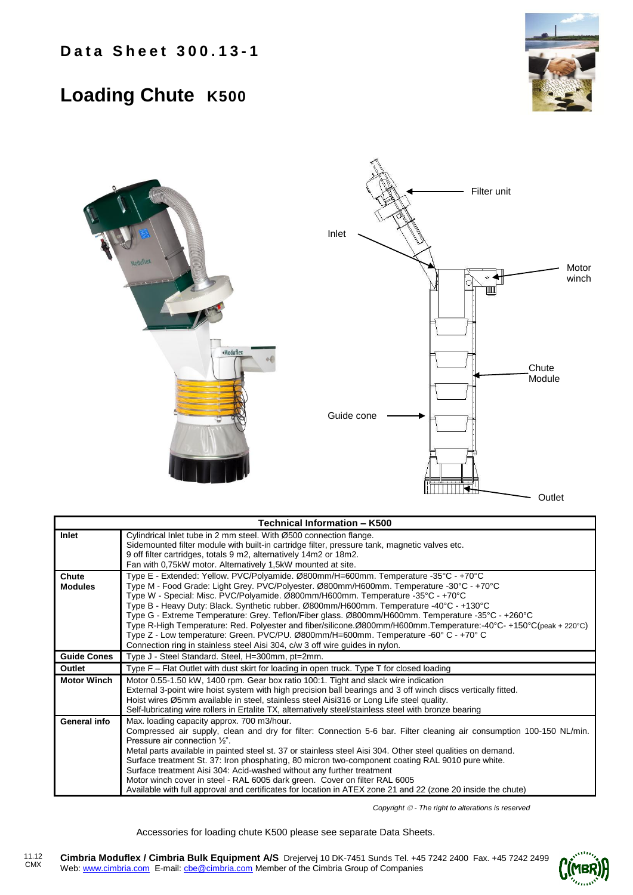# Data Sheet 300.13-1

# Loading Chute K500

Filter unit

Inlet

Motor winch

Chute Module

Guide cone

Outlet

| Technical Information – K500 | |
|---|---|
| **Inlet** | Cylindrical Inlet tube in 2 mm steel. With Ø500 connection flange.<br>Sidemounted filter module with built-in cartridge filter, pressure tank, magnetic valves etc.<br>9 off filter cartridges, totals 9 m2, alternatively 14m2 or 18m2.<br>Fan with 0,75kW motor. Alternatively 1,5kW mounted at site. |
| **Chute Modules** | Type E - Extended: Yellow. PVC/Polyamide. Ø800mm/H=600mm. Temperature -35°C - +70°C<br>Type M - Food Grade: Light Grey. PVC/Polyester. Ø800mm/H600mm. Temperature -30°C - +70°C<br>Type W - Special: Misc. PVC/Polyamide. Ø800mm/H600mm. Temperature -35°C - +70°C<br>Type B - Heavy Duty: Black. Synthetic rubber. Ø800mm/H600mm. Temperature -40°C - +130°C<br>Type G - Extreme Temperature: Grey. Teflon/Fiber glass. Ø800mm/H600mm. Temperature -35°C - +260°C<br>Type R-High Temperature: Red. Polyester and fiber/silicone.Ø800mm/H600mm.Temperature:-40°C- +150°C(peak + 220°C)<br>Type Z - Low temperature: Green. PVC/PU. Ø800mm/H=600mm. Temperature -60° C - +70° C<br>Connection ring in stainless steel Aisi 304, c/w 3 off wire guides in nylon. |
| **Guide Cones** | Type J - Steel Standard. Steel, H=300mm, pt=2mm. |
| **Outlet** | Type F – Flat Outlet with dust skirt for loading in open truck. Type T for closed loading |
| **Motor Winch** | Motor 0.55-1.50 kW, 1400 rpm. Gear box ratio 100:1. Tight and slack wire indication<br>External 3-point wire hoist system with high precision ball bearings and 3 off winch discs vertically fitted.<br>Hoist wires Ø5mm available in steel, stainless steel Aisi316 or Long Life steel quality.<br>Self-lubricating wire rollers in Ertalite TX, alternatively steel/stainless steel with bronze bearing |
| **General info** | Max. loading capacity approx. 700 m3/hour.<br>Compressed air supply, clean and dry for filter: Connection 5-6 bar. Filter cleaning air consumption 100-150 NL/min. Pressure air connection ½".<br>Metal parts available in painted steel st. 37 or stainless steel Aisi 304. Other steel qualities on demand.<br>Surface treatment St. 37: Iron phosphating, 80 micron two-component coating RAL 9010 pure white.<br>Surface treatment Aisi 304: Acid-washed without any further treatment<br>Motor winch cover in steel - RAL 6005 dark green. Cover on filter RAL 6005<br>Available with full approval and certificates for location in ATEX zone 21 and 22 (zone 20 inside the chute) |

*Copyright © - The right to alterations is reserved*

Accessories for loading chute K500 please see separate Data Sheets.

11.12 CMX

**Cimbria Moduflex / Cimbria Bulk Equipment A/S** Drejervej 10 DK-7451 Sunds Tel. +45 7242 2400 Fax. +45 7242 2499
Web: www.cimbria.com E-mail: cbe@cimbria.com Member of the Cimbria Group of Companies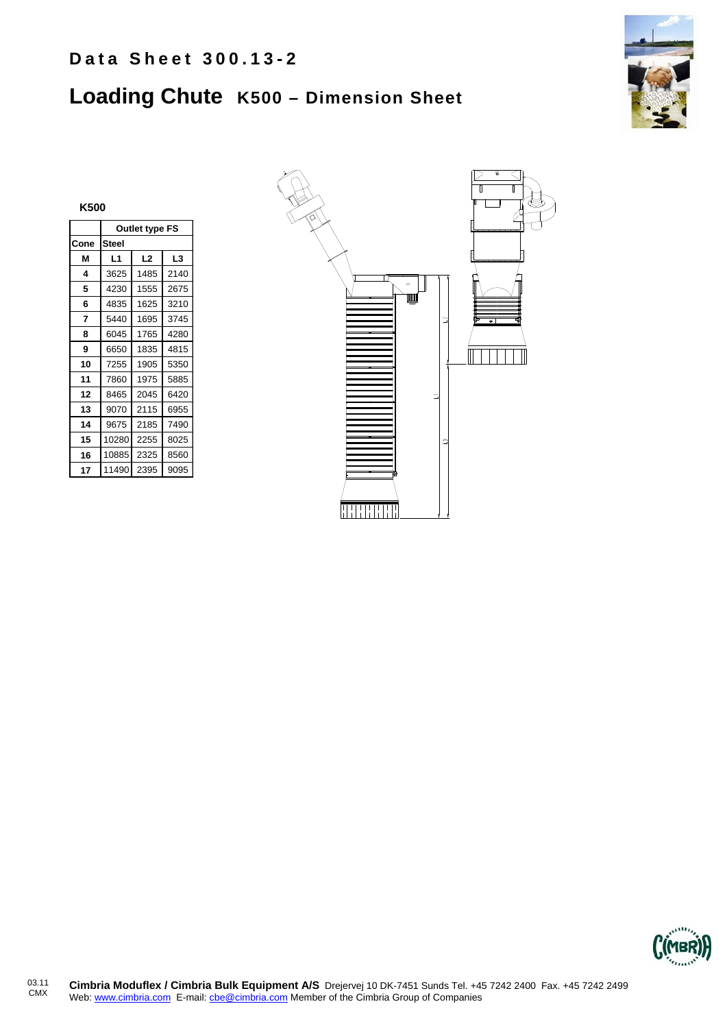**Data Sheet 300.13-2**

# Loading Chute K500 – Dimension Sheet

**K500**

| | Outlet type FS | | |
|---|---|---|---|
| **Cone** | **Steel** | | |
| **M** | **L1** | **L2** | **L3** |
| **4** | 3625 | 1485 | 2140 |
| **5** | 4230 | 1555 | 2675 |
| **6** | 4835 | 1625 | 3210 |
| **7** | 5440 | 1695 | 3745 |
| **8** | 6045 | 1765 | 4280 |
| **9** | 6650 | 1835 | 4815 |
| **10** | 7255 | 1905 | 5350 |
| **11** | 7860 | 1975 | 5885 |
| **12** | 8465 | 2045 | 6420 |
| **13** | 9070 | 2115 | 6955 |
| **14** | 9675 | 2185 | 7490 |
| **15** | 10280 | 2255 | 8025 |
| **16** | 10885 | 2325 | 8560 |
| **17** | 11490 | 2395 | 9095 |

L2

L1

L3

03.11
CMX

**Cimbria Moduflex / Cimbria Bulk Equipment A/S** Drejervej 10 DK-7451 Sunds Tel. +45 7242 2400 Fax. +45 7242 2499
Web: www.cimbria.com E-mail: cbe@cimbria.com Member of the Cimbria Group of Companies